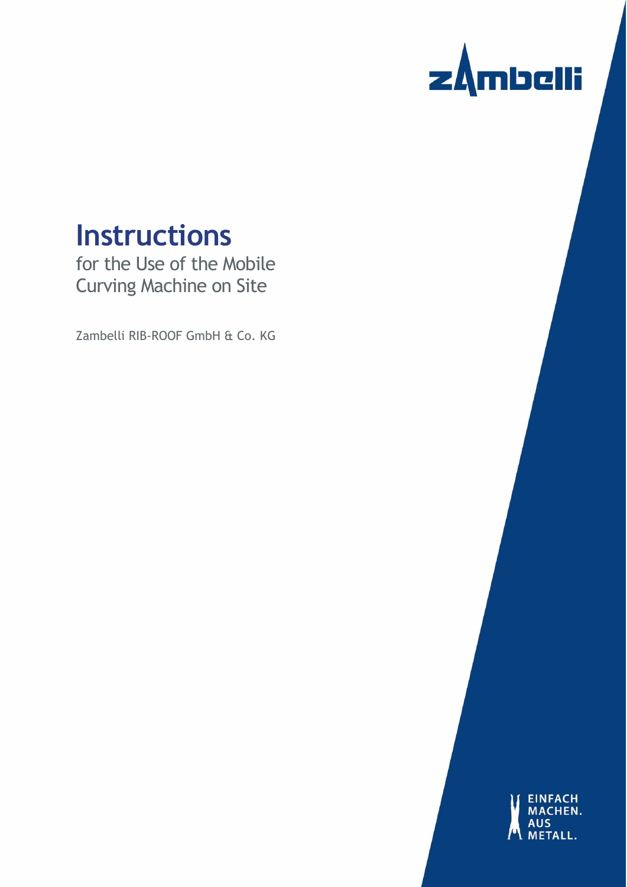zambelli

# Instructions

for the Use of the Mobile Curving Machine on Site

Zambelli RIB-ROOF GmbH & Co. KG

EINFACH MACHEN. AUS METALL.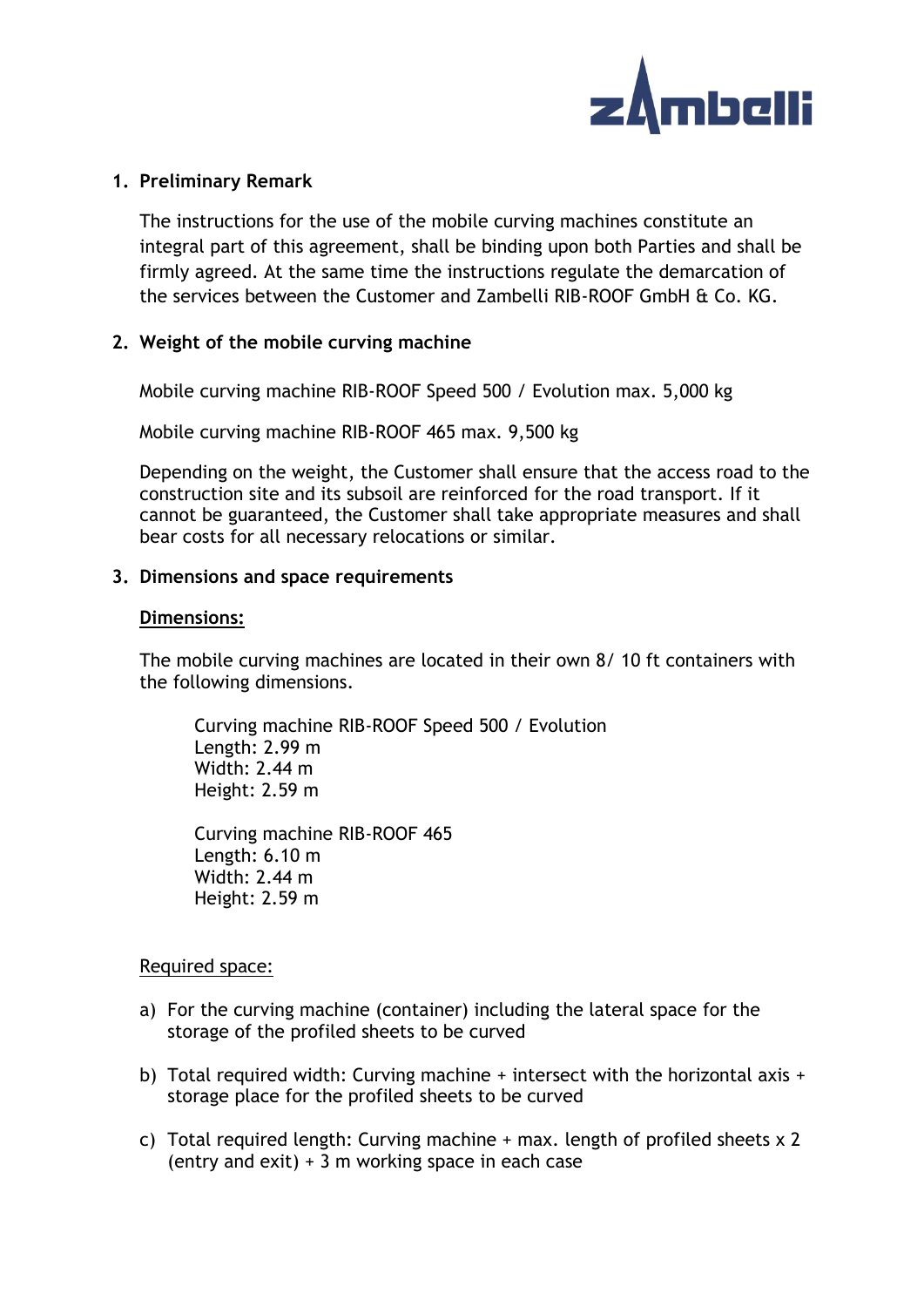## 1. Preliminary Remark

The instructions for the use of the mobile curving machines constitute an integral part of this agreement, shall be binding upon both Parties and shall be firmly agreed. At the same time the instructions regulate the demarcation of the services between the Customer and Zambelli RIB-ROOF GmbH & Co. KG.

## 2. Weight of the mobile curving machine

Mobile curving machine RIB-ROOF Speed 500 / Evolution max. 5,000 kg

Mobile curving machine RIB-ROOF 465 max. 9,500 kg

Depending on the weight, the Customer shall ensure that the access road to the construction site and its subsoil are reinforced for the road transport. If it cannot be guaranteed, the Customer shall take appropriate measures and shall bear costs for all necessary relocations or similar.

## 3. Dimensions and space requirements

**Dimensions:**

The mobile curving machines are located in their own 8/ 10 ft containers with the following dimensions.

Curving machine RIB-ROOF Speed 500 / Evolution
Length: 2.99 m
Width: 2.44 m
Height: 2.59 m

Curving machine RIB-ROOF 465
Length: 6.10 m
Width: 2.44 m
Height: 2.59 m

Required space:

a) For the curving machine (container) including the lateral space for the storage of the profiled sheets to be curved

b) Total required width: Curving machine + intersect with the horizontal axis + storage place for the profiled sheets to be curved

c) Total required length: Curving machine + max. length of profiled sheets x 2 (entry and exit) + 3 m working space in each case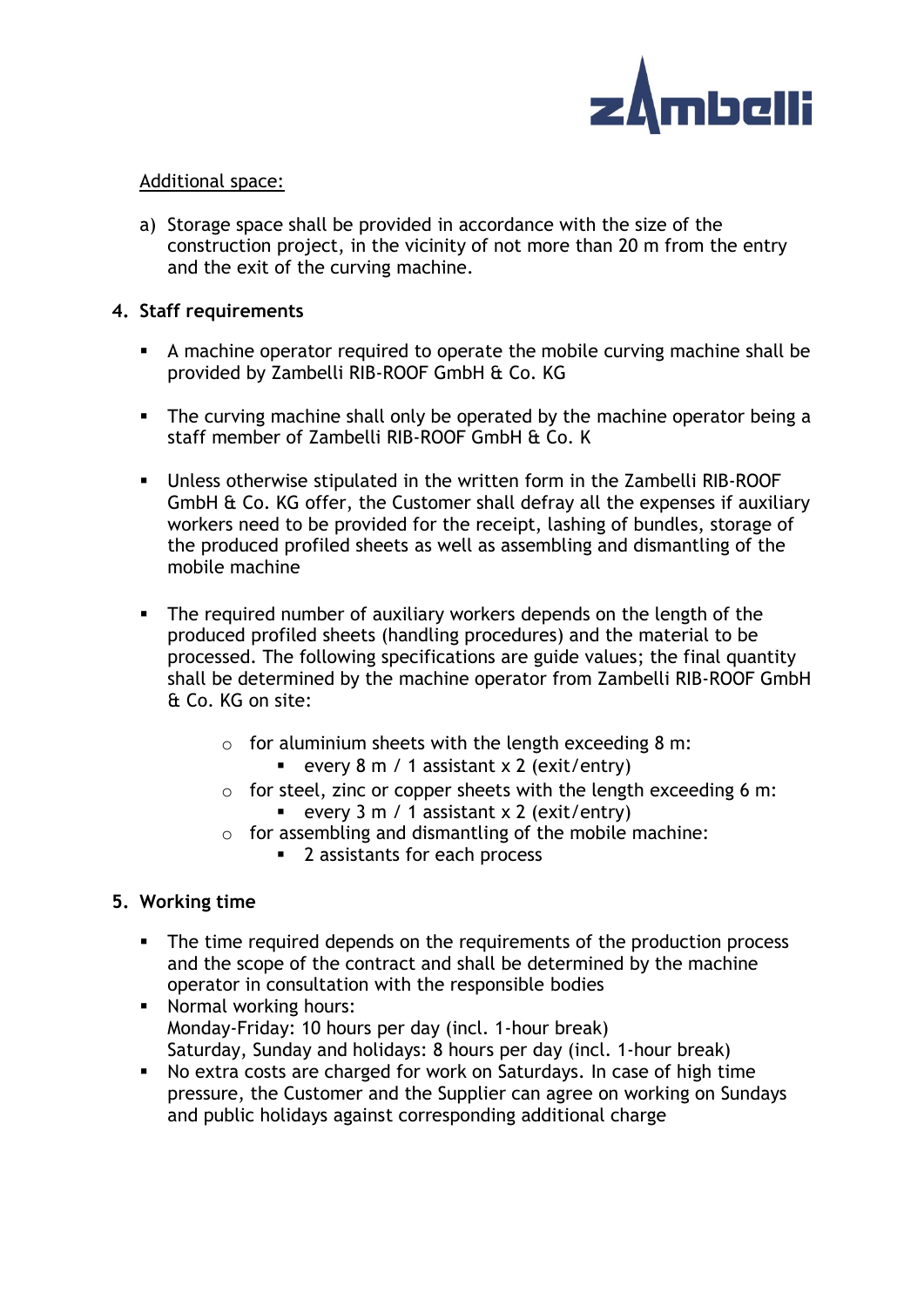Additional space:

a) Storage space shall be provided in accordance with the size of the construction project, in the vicinity of not more than 20 m from the entry and the exit of the curving machine.

## 4. Staff requirements

- A machine operator required to operate the mobile curving machine shall be provided by Zambelli RIB-ROOF GmbH & Co. KG

- The curving machine shall only be operated by the machine operator being a staff member of Zambelli RIB-ROOF GmbH & Co. K

- Unless otherwise stipulated in the written form in the Zambelli RIB-ROOF GmbH & Co. KG offer, the Customer shall defray all the expenses if auxiliary workers need to be provided for the receipt, lashing of bundles, storage of the produced profiled sheets as well as assembling and dismantling of the mobile machine

- The required number of auxiliary workers depends on the length of the produced profiled sheets (handling procedures) and the material to be processed. The following specifications are guide values; the final quantity shall be determined by the machine operator from Zambelli RIB-ROOF GmbH & Co. KG on site:

  - for aluminium sheets with the length exceeding 8 m:
    - every 8 m / 1 assistant x 2 (exit/entry)
  - for steel, zinc or copper sheets with the length exceeding 6 m:
    - every 3 m / 1 assistant x 2 (exit/entry)
  - for assembling and dismantling of the mobile machine:
    - 2 assistants for each process

## 5. Working time

- The time required depends on the requirements of the production process and the scope of the contract and shall be determined by the machine operator in consultation with the responsible bodies
- Normal working hours:
  Monday-Friday: 10 hours per day (incl. 1-hour break)
  Saturday, Sunday and holidays: 8 hours per day (incl. 1-hour break)
- No extra costs are charged for work on Saturdays. In case of high time pressure, the Customer and the Supplier can agree on working on Sundays and public holidays against corresponding additional charge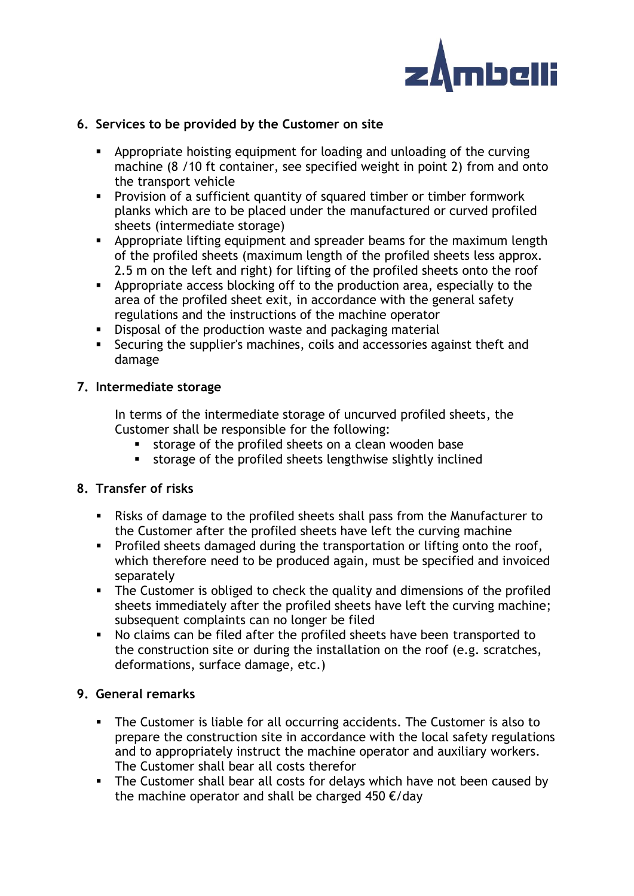## 6. Services to be provided by the Customer on site

- Appropriate hoisting equipment for loading and unloading of the curving machine (8 /10 ft container, see specified weight in point 2) from and onto the transport vehicle
- Provision of a sufficient quantity of squared timber or timber formwork planks which are to be placed under the manufactured or curved profiled sheets (intermediate storage)
- Appropriate lifting equipment and spreader beams for the maximum length of the profiled sheets (maximum length of the profiled sheets less approx. 2.5 m on the left and right) for lifting of the profiled sheets onto the roof
- Appropriate access blocking off to the production area, especially to the area of the profiled sheet exit, in accordance with the general safety regulations and the instructions of the machine operator
- Disposal of the production waste and packaging material
- Securing the supplier's machines, coils and accessories against theft and damage

## 7. Intermediate storage

In terms of the intermediate storage of uncurved profiled sheets, the Customer shall be responsible for the following:

- storage of the profiled sheets on a clean wooden base
- storage of the profiled sheets lengthwise slightly inclined

## 8. Transfer of risks

- Risks of damage to the profiled sheets shall pass from the Manufacturer to the Customer after the profiled sheets have left the curving machine
- Profiled sheets damaged during the transportation or lifting onto the roof, which therefore need to be produced again, must be specified and invoiced separately
- The Customer is obliged to check the quality and dimensions of the profiled sheets immediately after the profiled sheets have left the curving machine; subsequent complaints can no longer be filed
- No claims can be filed after the profiled sheets have been transported to the construction site or during the installation on the roof (e.g. scratches, deformations, surface damage, etc.)

## 9. General remarks

- The Customer is liable for all occurring accidents. The Customer is also to prepare the construction site in accordance with the local safety regulations and to appropriately instruct the machine operator and auxiliary workers. The Customer shall bear all costs therefor
- The Customer shall bear all costs for delays which have not been caused by the machine operator and shall be charged 450 €/day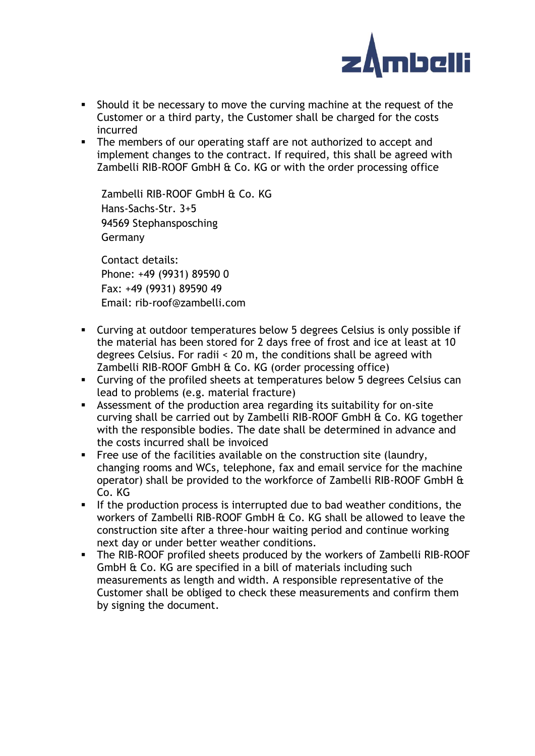- Should it be necessary to move the curving machine at the request of the Customer or a third party, the Customer shall be charged for the costs incurred
- The members of our operating staff are not authorized to accept and implement changes to the contract. If required, this shall be agreed with Zambelli RIB-ROOF GmbH & Co. KG or with the order processing office

  Zambelli RIB-ROOF GmbH & Co. KG
  Hans-Sachs-Str. 3+5
  94569 Stephansposching
  Germany

  Contact details:
  Phone: +49 (9931) 89590 0
  Fax: +49 (9931) 89590 49
  Email: rib-roof@zambelli.com

- Curving at outdoor temperatures below 5 degrees Celsius is only possible if the material has been stored for 2 days free of frost and ice at least at 10 degrees Celsius. For radii < 20 m, the conditions shall be agreed with Zambelli RIB-ROOF GmbH & Co. KG (order processing office)
- Curving of the profiled sheets at temperatures below 5 degrees Celsius can lead to problems (e.g. material fracture)
- Assessment of the production area regarding its suitability for on-site curving shall be carried out by Zambelli RIB-ROOF GmbH & Co. KG together with the responsible bodies. The date shall be determined in advance and the costs incurred shall be invoiced
- Free use of the facilities available on the construction site (laundry, changing rooms and WCs, telephone, fax and email service for the machine operator) shall be provided to the workforce of Zambelli RIB-ROOF GmbH & Co. KG
- If the production process is interrupted due to bad weather conditions, the workers of Zambelli RIB-ROOF GmbH & Co. KG shall be allowed to leave the construction site after a three-hour waiting period and continue working next day or under better weather conditions.
- The RIB-ROOF profiled sheets produced by the workers of Zambelli RIB-ROOF GmbH & Co. KG are specified in a bill of materials including such measurements as length and width. A responsible representative of the Customer shall be obliged to check these measurements and confirm them by signing the document.